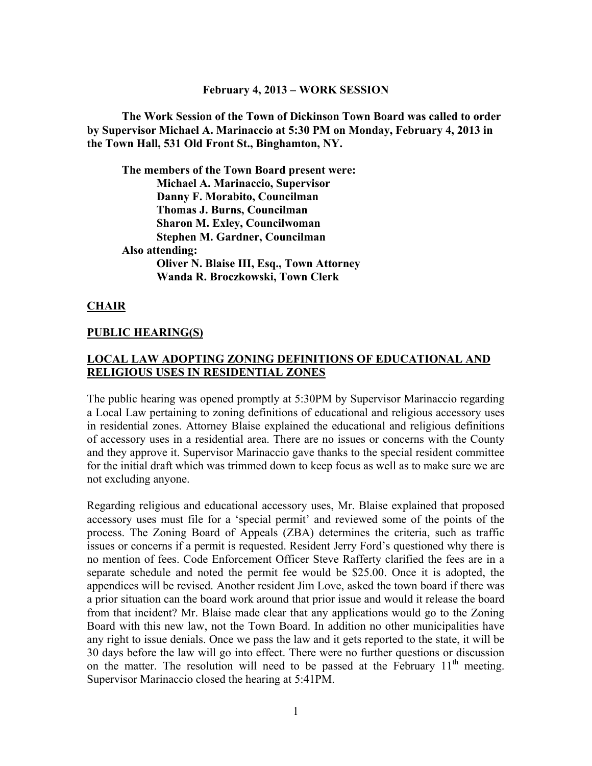**February 4, 2013 – WORK SESSION**

**The Work Session of the Town of Dickinson Town Board was called to order by Supervisor Michael A. Marinaccio at 5:30 PM on Monday, February 4, 2013 in the Town Hall, 531 Old Front St., Binghamton, NY.**

**The members of the Town Board present were:**
**Michael A. Marinaccio, Supervisor**
**Danny F. Morabito, Councilman**
**Thomas J. Burns, Councilman**
**Sharon M. Exley, Councilwoman**
**Stephen M. Gardner, Councilman**
**Also attending:**
**Oliver N. Blaise III, Esq., Town Attorney**
**Wanda R. Broczkowski, Town Clerk**

## CHAIR

## PUBLIC HEARING(S)

## LOCAL LAW ADOPTING ZONING DEFINITIONS OF EDUCATIONAL AND RELIGIOUS USES IN RESIDENTIAL ZONES

The public hearing was opened promptly at 5:30PM by Supervisor Marinaccio regarding a Local Law pertaining to zoning definitions of educational and religious accessory uses in residential zones. Attorney Blaise explained the educational and religious definitions of accessory uses in a residential area. There are no issues or concerns with the County and they approve it. Supervisor Marinaccio gave thanks to the special resident committee for the initial draft which was trimmed down to keep focus as well as to make sure we are not excluding anyone.

Regarding religious and educational accessory uses, Mr. Blaise explained that proposed accessory uses must file for a 'special permit' and reviewed some of the points of the process. The Zoning Board of Appeals (ZBA) determines the criteria, such as traffic issues or concerns if a permit is requested. Resident Jerry Ford's questioned why there is no mention of fees. Code Enforcement Officer Steve Rafferty clarified the fees are in a separate schedule and noted the permit fee would be $25.00. Once it is adopted, the appendices will be revised. Another resident Jim Love, asked the town board if there was a prior situation can the board work around that prior issue and would it release the board from that incident? Mr. Blaise made clear that any applications would go to the Zoning Board with this new law, not the Town Board. In addition no other municipalities have any right to issue denials. Once we pass the law and it gets reported to the state, it will be 30 days before the law will go into effect. There were no further questions or discussion on the matter. The resolution will need to be passed at the February 11th meeting. Supervisor Marinaccio closed the hearing at 5:41PM.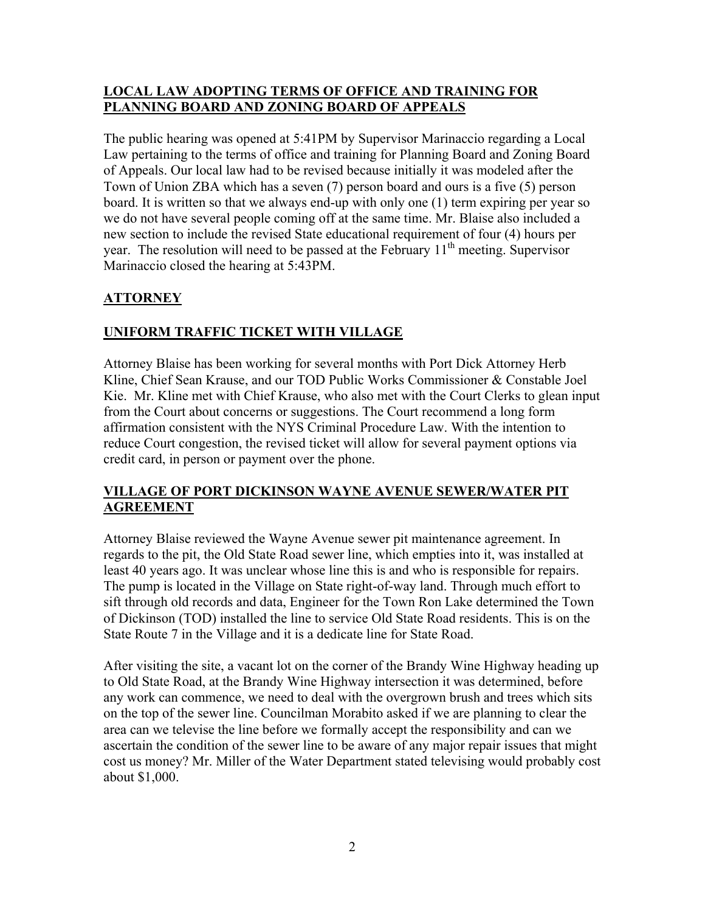## LOCAL LAW ADOPTING TERMS OF OFFICE AND TRAINING FOR PLANNING BOARD AND ZONING BOARD OF APPEALS

The public hearing was opened at 5:41PM by Supervisor Marinaccio regarding a Local Law pertaining to the terms of office and training for Planning Board and Zoning Board of Appeals. Our local law had to be revised because initially it was modeled after the Town of Union ZBA which has a seven (7) person board and ours is a five (5) person board. It is written so that we always end-up with only one (1) term expiring per year so we do not have several people coming off at the same time. Mr. Blaise also included a new section to include the revised State educational requirement of four (4) hours per year. The resolution will need to be passed at the February 11th meeting. Supervisor Marinaccio closed the hearing at 5:43PM.

## ATTORNEY

## UNIFORM TRAFFIC TICKET WITH VILLAGE

Attorney Blaise has been working for several months with Port Dick Attorney Herb Kline, Chief Sean Krause, and our TOD Public Works Commissioner & Constable Joel Kie. Mr. Kline met with Chief Krause, who also met with the Court Clerks to glean input from the Court about concerns or suggestions. The Court recommend a long form affirmation consistent with the NYS Criminal Procedure Law. With the intention to reduce Court congestion, the revised ticket will allow for several payment options via credit card, in person or payment over the phone.

## VILLAGE OF PORT DICKINSON WAYNE AVENUE SEWER/WATER PIT AGREEMENT

Attorney Blaise reviewed the Wayne Avenue sewer pit maintenance agreement. In regards to the pit, the Old State Road sewer line, which empties into it, was installed at least 40 years ago. It was unclear whose line this is and who is responsible for repairs. The pump is located in the Village on State right-of-way land. Through much effort to sift through old records and data, Engineer for the Town Ron Lake determined the Town of Dickinson (TOD) installed the line to service Old State Road residents. This is on the State Route 7 in the Village and it is a dedicate line for State Road.

After visiting the site, a vacant lot on the corner of the Brandy Wine Highway heading up to Old State Road, at the Brandy Wine Highway intersection it was determined, before any work can commence, we need to deal with the overgrown brush and trees which sits on the top of the sewer line. Councilman Morabito asked if we are planning to clear the area can we televise the line before we formally accept the responsibility and can we ascertain the condition of the sewer line to be aware of any major repair issues that might cost us money? Mr. Miller of the Water Department stated televising would probably cost about $1,000.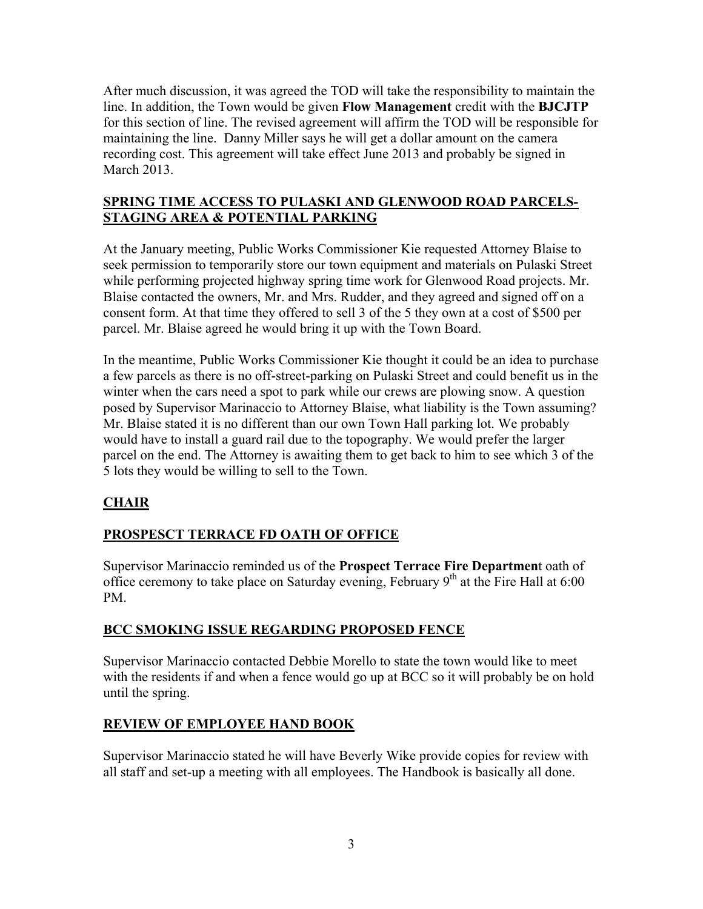After much discussion, it was agreed the TOD will take the responsibility to maintain the line. In addition, the Town would be given **Flow Management** credit with the **BJCJTP** for this section of line. The revised agreement will affirm the TOD will be responsible for maintaining the line. Danny Miller says he will get a dollar amount on the camera recording cost. This agreement will take effect June 2013 and probably be signed in March 2013.

## SPRING TIME ACCESS TO PULASKI AND GLENWOOD ROAD PARCELS-STAGING AREA & POTENTIAL PARKING

At the January meeting, Public Works Commissioner Kie requested Attorney Blaise to seek permission to temporarily store our town equipment and materials on Pulaski Street while performing projected highway spring time work for Glenwood Road projects. Mr. Blaise contacted the owners, Mr. and Mrs. Rudder, and they agreed and signed off on a consent form. At that time they offered to sell 3 of the 5 they own at a cost of $500 per parcel. Mr. Blaise agreed he would bring it up with the Town Board.

In the meantime, Public Works Commissioner Kie thought it could be an idea to purchase a few parcels as there is no off-street-parking on Pulaski Street and could benefit us in the winter when the cars need a spot to park while our crews are plowing snow. A question posed by Supervisor Marinaccio to Attorney Blaise, what liability is the Town assuming? Mr. Blaise stated it is no different than our own Town Hall parking lot. We probably would have to install a guard rail due to the topography. We would prefer the larger parcel on the end. The Attorney is awaiting them to get back to him to see which 3 of the 5 lots they would be willing to sell to the Town.

## CHAIR

## PROSPESCT TERRACE FD OATH OF OFFICE

Supervisor Marinaccio reminded us of the **Prospect Terrace Fire Departmen**t oath of office ceremony to take place on Saturday evening, February 9th at the Fire Hall at 6:00 PM.

## BCC SMOKING ISSUE REGARDING PROPOSED FENCE

Supervisor Marinaccio contacted Debbie Morello to state the town would like to meet with the residents if and when a fence would go up at BCC so it will probably be on hold until the spring.

## REVIEW OF EMPLOYEE HAND BOOK

Supervisor Marinaccio stated he will have Beverly Wike provide copies for review with all staff and set-up a meeting with all employees. The Handbook is basically all done.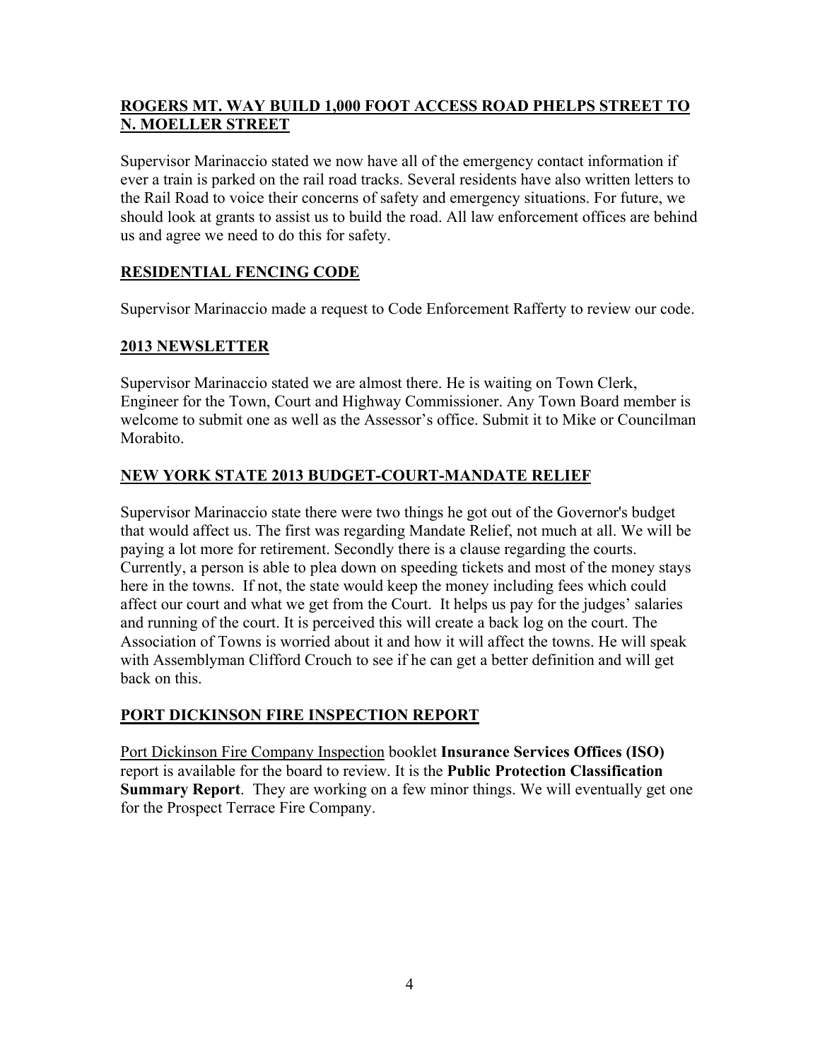## ROGERS MT. WAY BUILD 1,000 FOOT ACCESS ROAD PHELPS STREET TO N. MOELLER STREET

Supervisor Marinaccio stated we now have all of the emergency contact information if ever a train is parked on the rail road tracks. Several residents have also written letters to the Rail Road to voice their concerns of safety and emergency situations. For future, we should look at grants to assist us to build the road. All law enforcement offices are behind us and agree we need to do this for safety.

## RESIDENTIAL FENCING CODE

Supervisor Marinaccio made a request to Code Enforcement Rafferty to review our code.

## 2013 NEWSLETTER

Supervisor Marinaccio stated we are almost there. He is waiting on Town Clerk, Engineer for the Town, Court and Highway Commissioner. Any Town Board member is welcome to submit one as well as the Assessor's office. Submit it to Mike or Councilman Morabito.

## NEW YORK STATE 2013 BUDGET-COURT-MANDATE RELIEF

Supervisor Marinaccio state there were two things he got out of the Governor's budget that would affect us. The first was regarding Mandate Relief, not much at all. We will be paying a lot more for retirement. Secondly there is a clause regarding the courts. Currently, a person is able to plea down on speeding tickets and most of the money stays here in the towns. If not, the state would keep the money including fees which could affect our court and what we get from the Court. It helps us pay for the judges' salaries and running of the court. It is perceived this will create a back log on the court. The Association of Towns is worried about it and how it will affect the towns. He will speak with Assemblyman Clifford Crouch to see if he can get a better definition and will get back on this.

## PORT DICKINSON FIRE INSPECTION REPORT

Port Dickinson Fire Company Inspection booklet **Insurance Services Offices (ISO)** report is available for the board to review. It is the **Public Protection Classification Summary Report**. They are working on a few minor things. We will eventually get one for the Prospect Terrace Fire Company.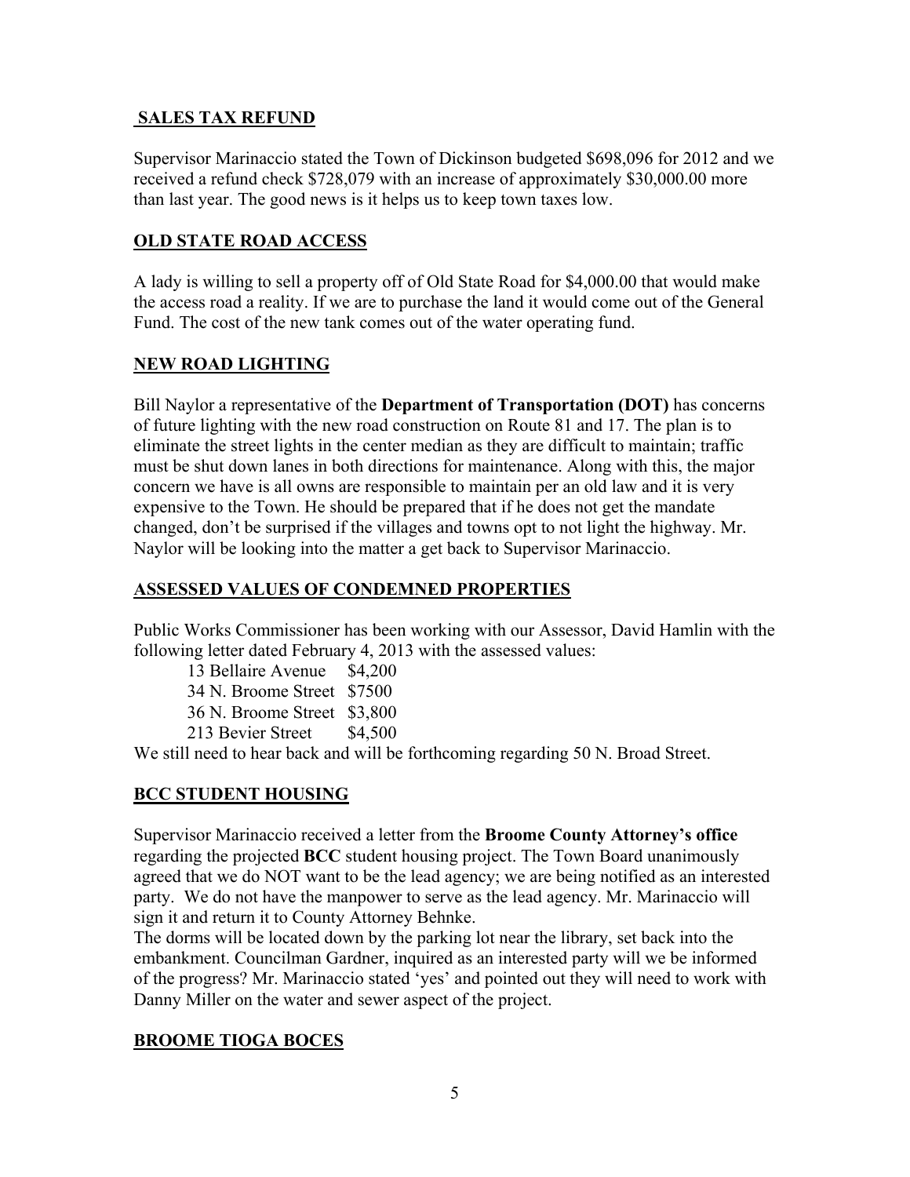**SALES TAX REFUND**

Supervisor Marinaccio stated the Town of Dickinson budgeted $698,096 for 2012 and we received a refund check $728,079 with an increase of approximately $30,000.00 more than last year. The good news is it helps us to keep town taxes low.

**OLD STATE ROAD ACCESS**

A lady is willing to sell a property off of Old State Road for $4,000.00 that would make the access road a reality. If we are to purchase the land it would come out of the General Fund. The cost of the new tank comes out of the water operating fund.

**NEW ROAD LIGHTING**

Bill Naylor a representative of the **Department of Transportation (DOT)** has concerns of future lighting with the new road construction on Route 81 and 17. The plan is to eliminate the street lights in the center median as they are difficult to maintain; traffic must be shut down lanes in both directions for maintenance. Along with this, the major concern we have is all owns are responsible to maintain per an old law and it is very expensive to the Town. He should be prepared that if he does not get the mandate changed, don't be surprised if the villages and towns opt to not light the highway. Mr. Naylor will be looking into the matter a get back to Supervisor Marinaccio.

**ASSESSED VALUES OF CONDEMNED PROPERTIES**

Public Works Commissioner has been working with our Assessor, David Hamlin with the following letter dated February 4, 2013 with the assessed values:

13 Bellaire Avenue $4,200
34 N. Broome Street $7500
36 N. Broome Street $3,800
213 Bevier Street $4,500

We still need to hear back and will be forthcoming regarding 50 N. Broad Street.

**BCC STUDENT HOUSING**

Supervisor Marinaccio received a letter from the **Broome County Attorney's office** regarding the projected **BCC** student housing project. The Town Board unanimously agreed that we do NOT want to be the lead agency; we are being notified as an interested party. We do not have the manpower to serve as the lead agency. Mr. Marinaccio will sign it and return it to County Attorney Behnke.

The dorms will be located down by the parking lot near the library, set back into the embankment. Councilman Gardner, inquired as an interested party will we be informed of the progress? Mr. Marinaccio stated 'yes' and pointed out they will need to work with Danny Miller on the water and sewer aspect of the project.

**BROOME TIOGA BOCES**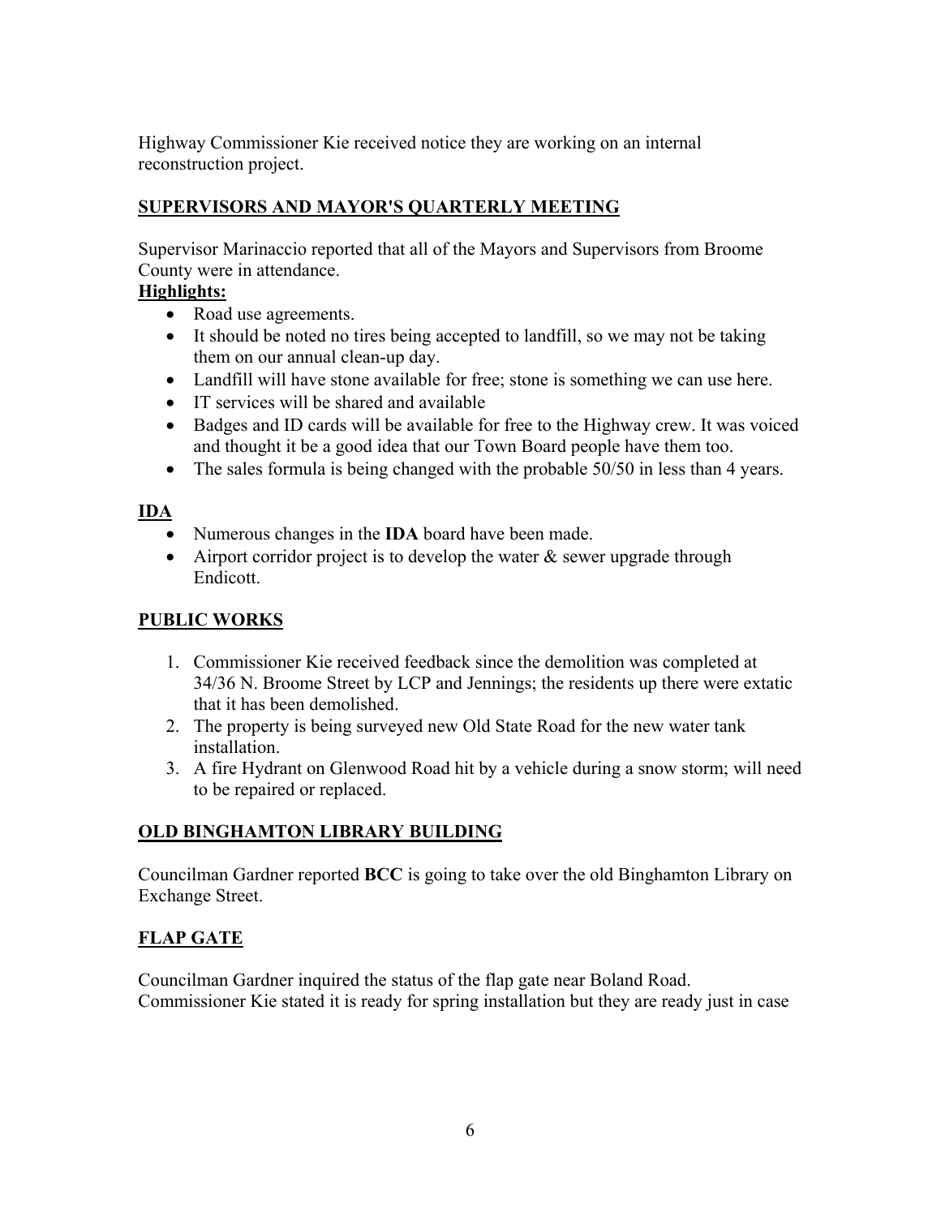Highway Commissioner Kie received notice they are working on an internal reconstruction project.

## SUPERVISORS AND MAYOR'S QUARTERLY MEETING

Supervisor Marinaccio reported that all of the Mayors and Supervisors from Broome County were in attendance.

**Highlights:**

- Road use agreements.
- It should be noted no tires being accepted to landfill, so we may not be taking them on our annual clean-up day.
- Landfill will have stone available for free; stone is something we can use here.
- IT services will be shared and available
- Badges and ID cards will be available for free to the Highway crew. It was voiced and thought it be a good idea that our Town Board people have them too.
- The sales formula is being changed with the probable 50/50 in less than 4 years.

## IDA

- Numerous changes in the **IDA** board have been made.
- Airport corridor project is to develop the water & sewer upgrade through Endicott.

## PUBLIC WORKS

1. Commissioner Kie received feedback since the demolition was completed at 34/36 N. Broome Street by LCP and Jennings; the residents up there were extatic that it has been demolished.
2. The property is being surveyed new Old State Road for the new water tank installation.
3. A fire Hydrant on Glenwood Road hit by a vehicle during a snow storm; will need to be repaired or replaced.

## OLD BINGHAMTON LIBRARY BUILDING

Councilman Gardner reported **BCC** is going to take over the old Binghamton Library on Exchange Street.

## FLAP GATE

Councilman Gardner inquired the status of the flap gate near Boland Road. Commissioner Kie stated it is ready for spring installation but they are ready just in case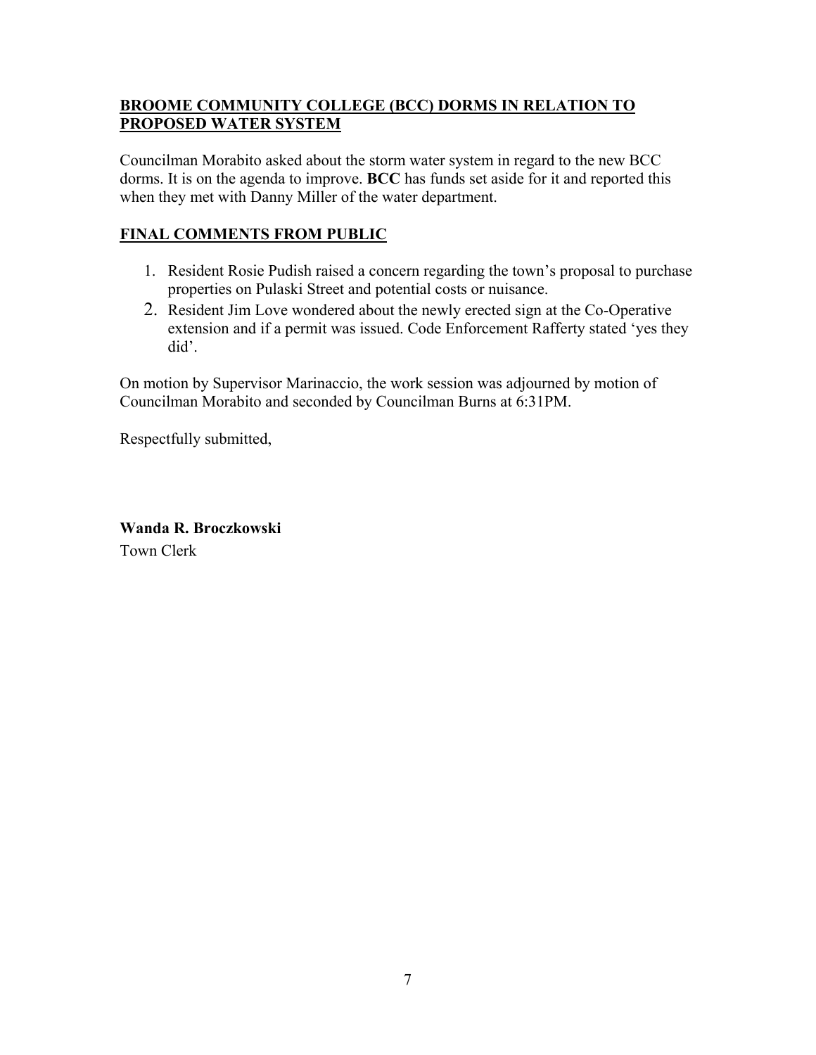## BROOME COMMUNITY COLLEGE (BCC) DORMS IN RELATION TO PROPOSED WATER SYSTEM

Councilman Morabito asked about the storm water system in regard to the new BCC dorms. It is on the agenda to improve. **BCC** has funds set aside for it and reported this when they met with Danny Miller of the water department.

## FINAL COMMENTS FROM PUBLIC

1. Resident Rosie Pudish raised a concern regarding the town's proposal to purchase properties on Pulaski Street and potential costs or nuisance.
2. Resident Jim Love wondered about the newly erected sign at the Co-Operative extension and if a permit was issued. Code Enforcement Rafferty stated 'yes they did'.

On motion by Supervisor Marinaccio, the work session was adjourned by motion of Councilman Morabito and seconded by Councilman Burns at 6:31PM.

Respectfully submitted,

**Wanda R. Broczkowski**
Town Clerk